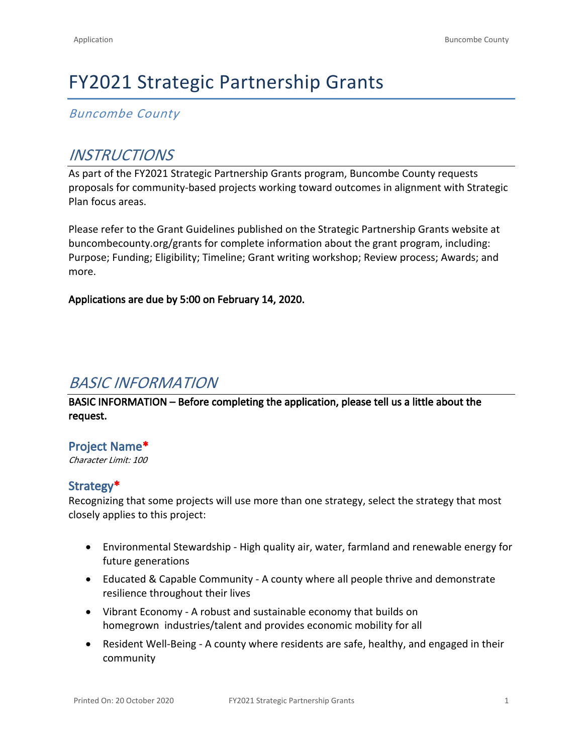# FY2021 Strategic Partnership Grants

*Buncombe County*

## *INSTRUCTIONS*

As part of the FY2021 Strategic Partnership Grants program, Buncombe County requests proposals for community-based projects working toward outcomes in alignment with Strategic Plan focus areas.

Please refer to the Grant Guidelines published on the Strategic Partnership Grants website at buncombecounty.org/grants for complete information about the grant program, including: Purpose; Funding; Eligibility; Timeline; Grant writing workshop; Review process; Awards; and more.

**Applications are due by 5:00 on February 14, 2020.**

## *BASIC INFORMATION*

**BASIC INFORMATION – Before completing the application, please tell us a little about the request.**

### Project Name*

*Character Limit: 100*

### Strategy*

Recognizing that some projects will use more than one strategy, select the strategy that most closely applies to this project:

- Environmental Stewardship - High quality air, water, farmland and renewable energy for future generations
- Educated & Capable Community - A county where all people thrive and demonstrate resilience throughout their lives
- Vibrant Economy - A robust and sustainable economy that builds on homegrown industries/talent and provides economic mobility for all
- Resident Well-Being - A county where residents are safe, healthy, and engaged in their community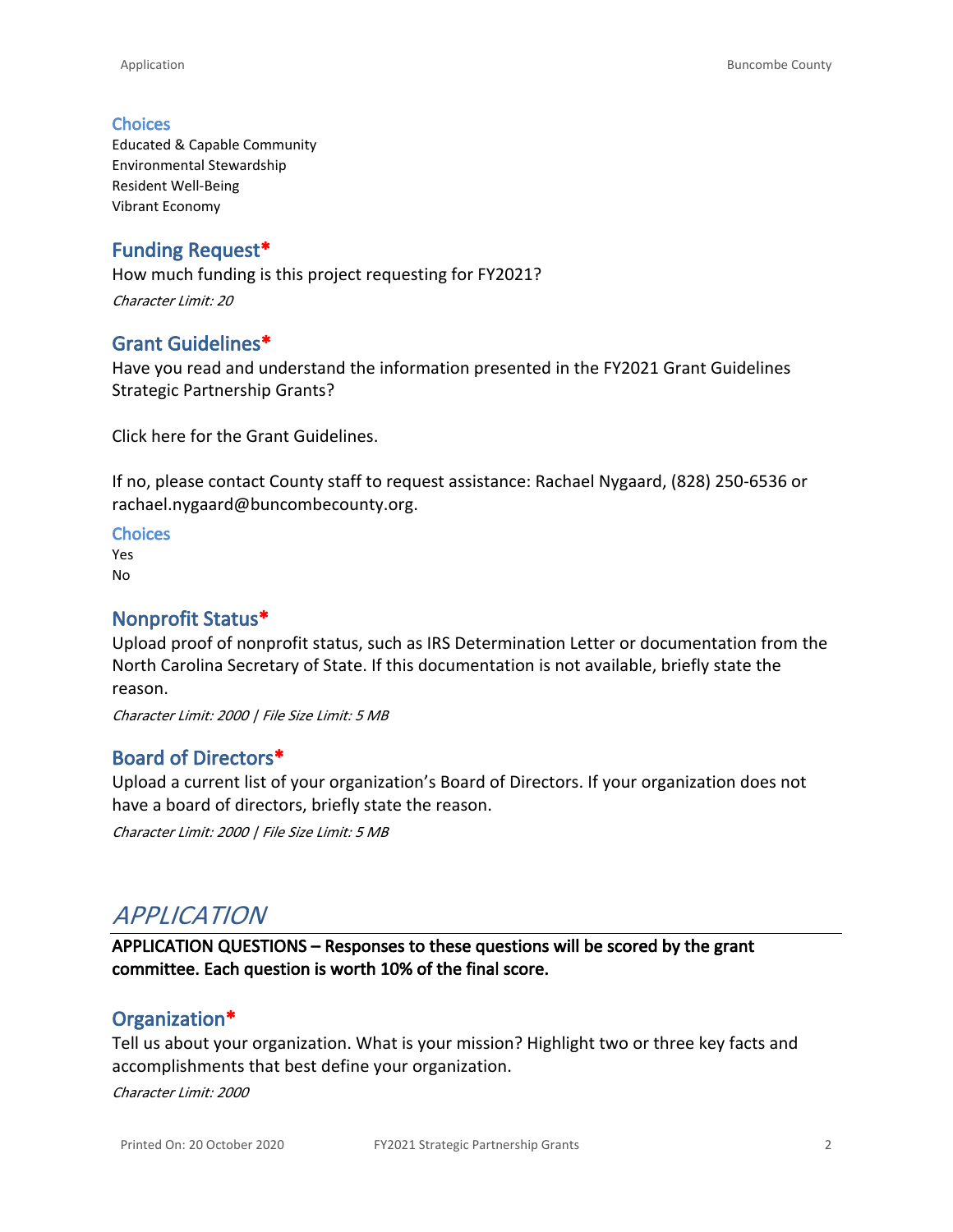### Choices

Educated & Capable Community
Environmental Stewardship
Resident Well-Being
Vibrant Economy

## Funding Request*

How much funding is this project requesting for FY2021?

*Character Limit: 20*

## Grant Guidelines*

Have you read and understand the information presented in the FY2021 Grant Guidelines Strategic Partnership Grants?

Click here for the Grant Guidelines.

If no, please contact County staff to request assistance: Rachael Nygaard, (828) 250-6536 or rachael.nygaard@buncombecounty.org.

### Choices

Yes
No

## Nonprofit Status*

Upload proof of nonprofit status, such as IRS Determination Letter or documentation from the North Carolina Secretary of State. If this documentation is not available, briefly state the reason.

*Character Limit: 2000 | File Size Limit: 5 MB*

## Board of Directors*

Upload a current list of your organization's Board of Directors. If your organization does not have a board of directors, briefly state the reason.

*Character Limit: 2000 | File Size Limit: 5 MB*

# *APPLICATION*

**APPLICATION QUESTIONS – Responses to these questions will be scored by the grant committee. Each question is worth 10% of the final score.**

## Organization*

Tell us about your organization. What is your mission? Highlight two or three key facts and accomplishments that best define your organization.

*Character Limit: 2000*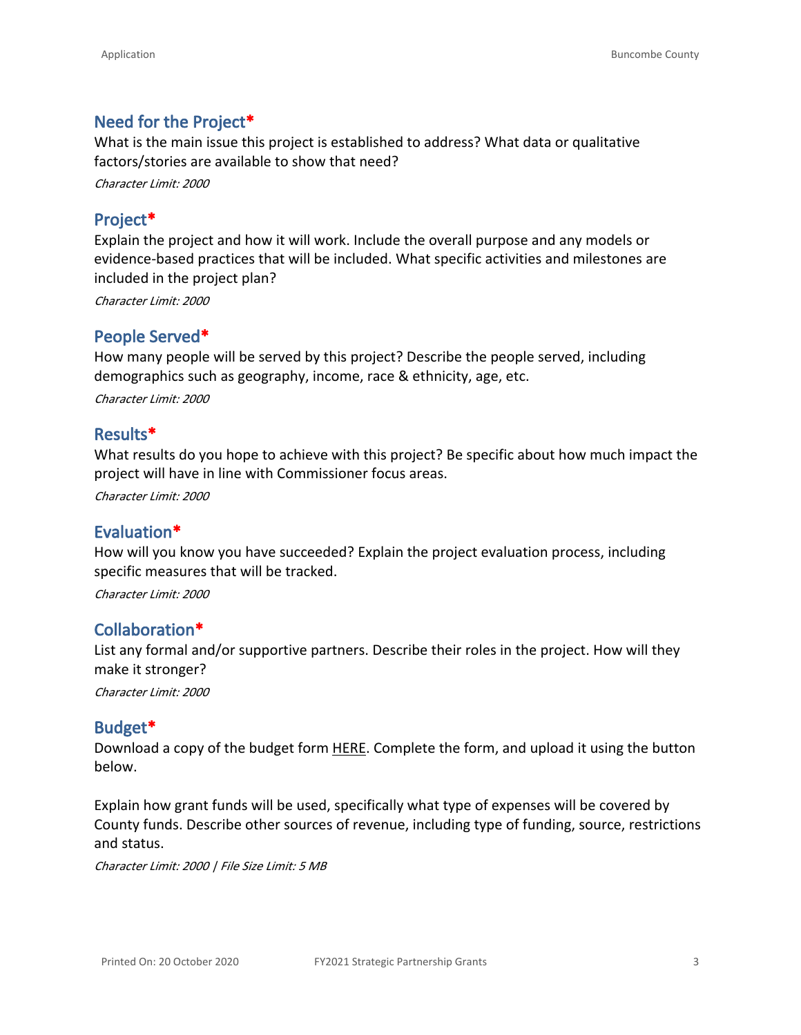## Need for the Project*

What is the main issue this project is established to address? What data or qualitative factors/stories are available to show that need?

*Character Limit: 2000*

## Project*

Explain the project and how it will work. Include the overall purpose and any models or evidence-based practices that will be included. What specific activities and milestones are included in the project plan?

*Character Limit: 2000*

## People Served*

How many people will be served by this project? Describe the people served, including demographics such as geography, income, race & ethnicity, age, etc.

*Character Limit: 2000*

## Results*

What results do you hope to achieve with this project? Be specific about how much impact the project will have in line with Commissioner focus areas.

*Character Limit: 2000*

## Evaluation*

How will you know you have succeeded? Explain the project evaluation process, including specific measures that will be tracked.

*Character Limit: 2000*

## Collaboration*

List any formal and/or supportive partners. Describe their roles in the project. How will they make it stronger?

*Character Limit: 2000*

## Budget*

Download a copy of the budget form HERE. Complete the form, and upload it using the button below.

Explain how grant funds will be used, specifically what type of expenses will be covered by County funds. Describe other sources of revenue, including type of funding, source, restrictions and status.

*Character Limit: 2000 | File Size Limit: 5 MB*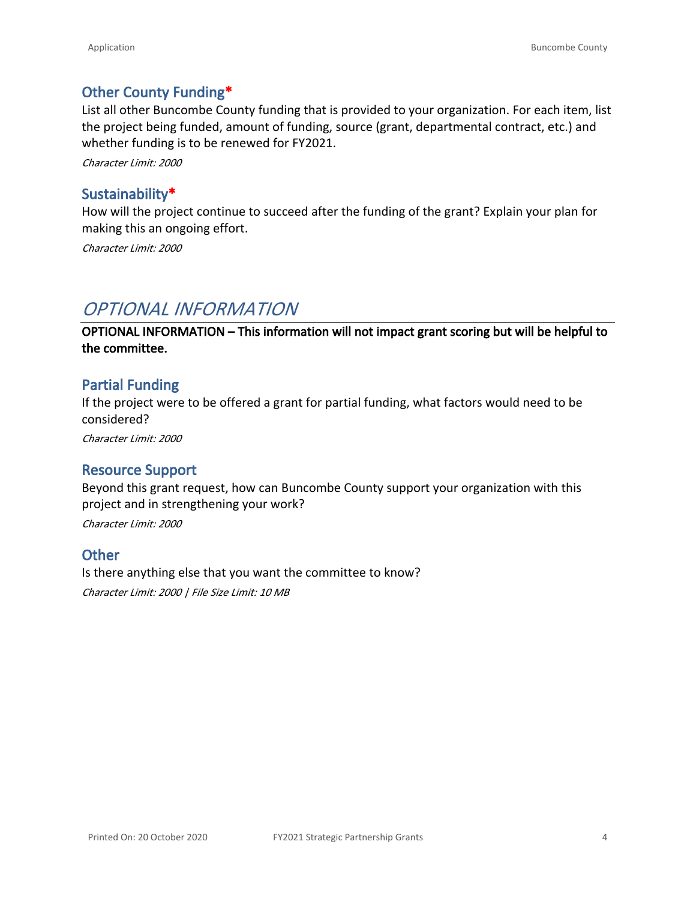### Other County Funding*

List all other Buncombe County funding that is provided to your organization. For each item, list the project being funded, amount of funding, source (grant, departmental contract, etc.) and whether funding is to be renewed for FY2021.

*Character Limit: 2000*

### Sustainability*

How will the project continue to succeed after the funding of the grant? Explain your plan for making this an ongoing effort.

*Character Limit: 2000*

## *OPTIONAL INFORMATION*

**OPTIONAL INFORMATION – This information will not impact grant scoring but will be helpful to the committee.**

### Partial Funding

If the project were to be offered a grant for partial funding, what factors would need to be considered?

*Character Limit: 2000*

### Resource Support

Beyond this grant request, how can Buncombe County support your organization with this project and in strengthening your work?

*Character Limit: 2000*

### Other

Is there anything else that you want the committee to know?

*Character Limit: 2000 | File Size Limit: 10 MB*